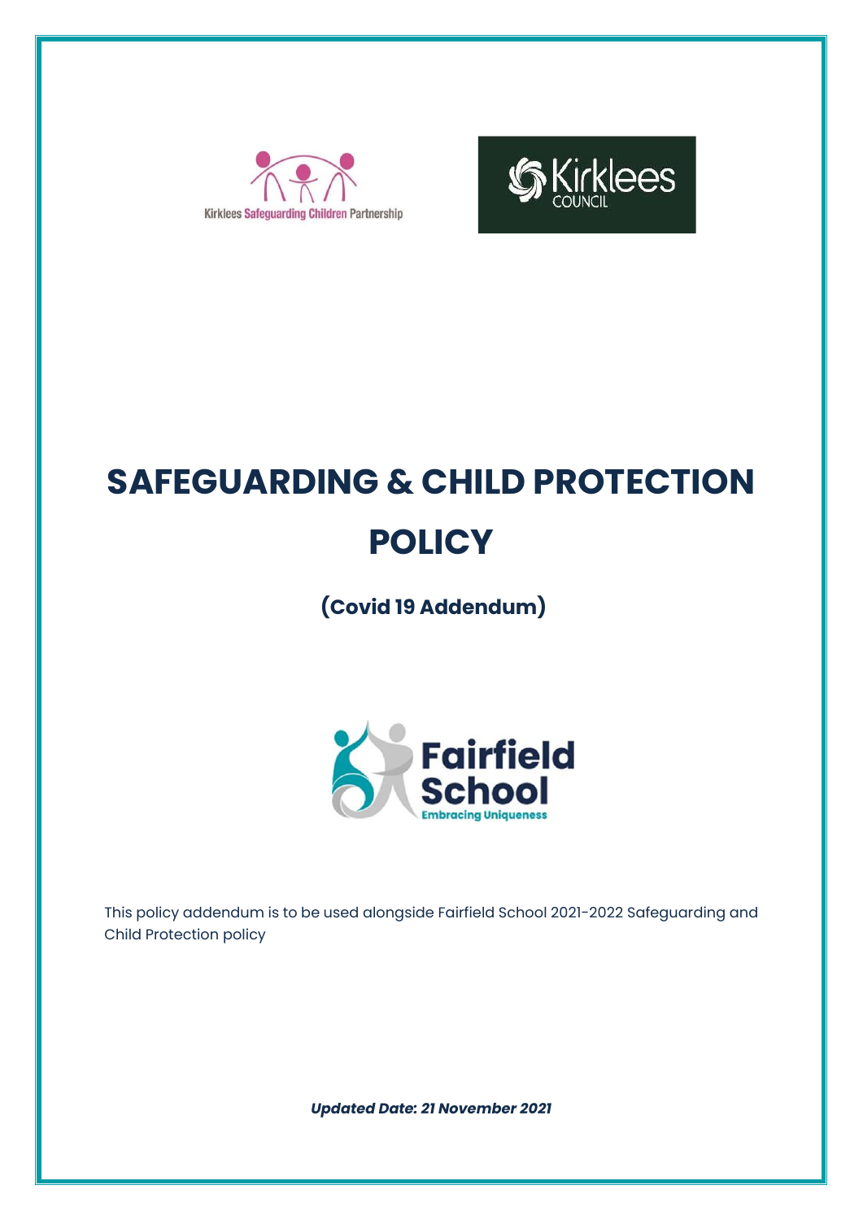Kirklees Safeguarding Children Partnership

Kirklees COUNCIL

# SAFEGUARDING & CHILD PROTECTION POLICY

## (Covid 19 Addendum)

Fairfield School
Embracing Uniqueness

This policy addendum is to be used alongside Fairfield School 2021-2022 Safeguarding and Child Protection policy

***Updated Date: 21 November 2021***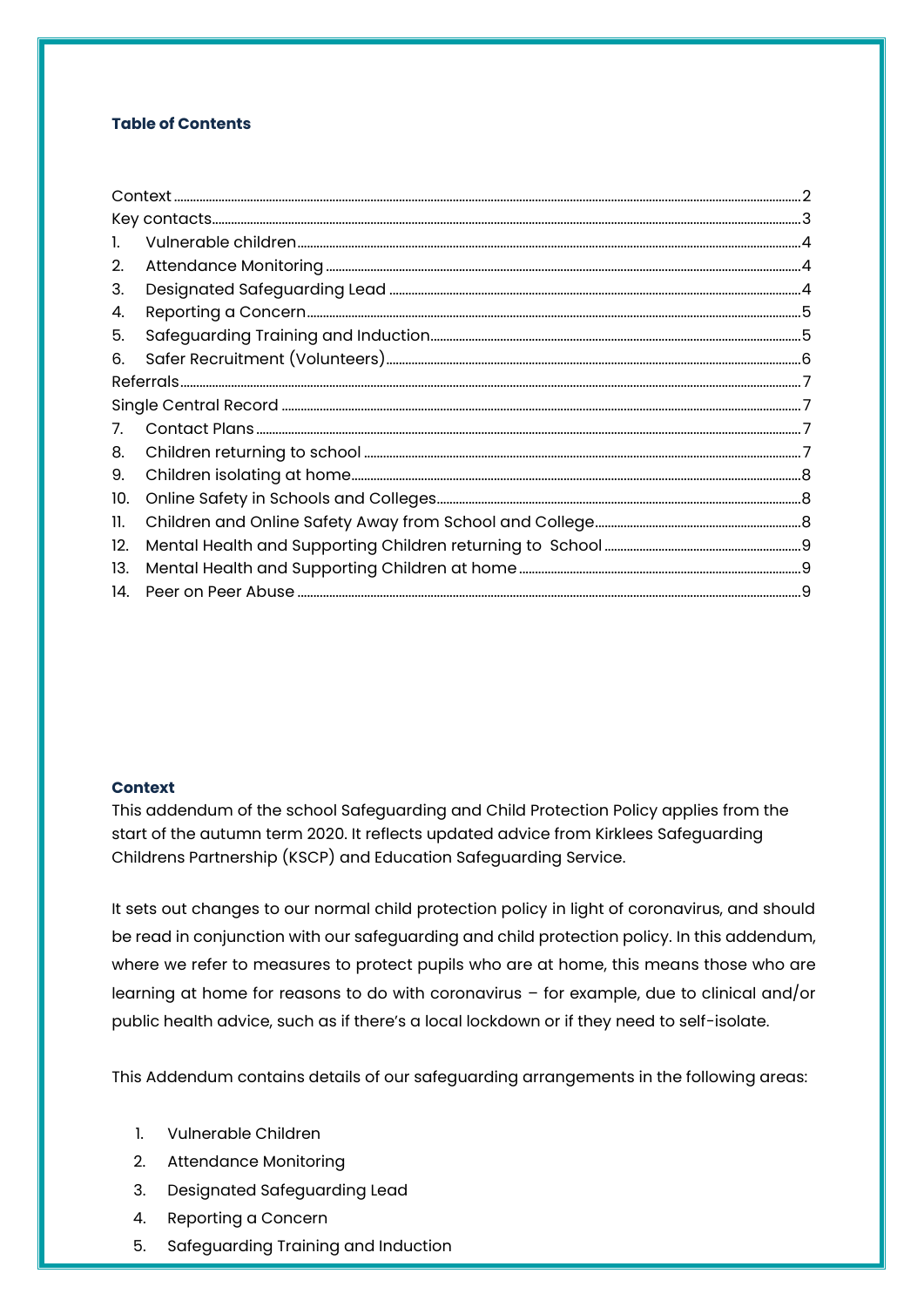**Table of Contents**

Context ..... 2
Key contacts ..... 3
1. Vulnerable children ..... 4
2. Attendance Monitoring ..... 4
3. Designated Safeguarding Lead ..... 4
4. Reporting a Concern ..... 5
5. Safeguarding Training and Induction ..... 5
6. Safer Recruitment (Volunteers) ..... 6
Referrals ..... 7
Single Central Record ..... 7
7. Contact Plans ..... 7
8. Children returning to school ..... 7
9. Children isolating at home ..... 8
10. Online Safety in Schools and Colleges ..... 8
11. Children and Online Safety Away from School and College ..... 8
12. Mental Health and Supporting Children returning to School ..... 9
13. Mental Health and Supporting Children at home ..... 9
14. Peer on Peer Abuse ..... 9

**Context**

This addendum of the school Safeguarding and Child Protection Policy applies from the start of the autumn term 2020. It reflects updated advice from Kirklees Safeguarding Childrens Partnership (KSCP) and Education Safeguarding Service.

It sets out changes to our normal child protection policy in light of coronavirus, and should be read in conjunction with our safeguarding and child protection policy. In this addendum, where we refer to measures to protect pupils who are at home, this means those who are learning at home for reasons to do with coronavirus – for example, due to clinical and/or public health advice, such as if there's a local lockdown or if they need to self-isolate.

This Addendum contains details of our safeguarding arrangements in the following areas:

1. Vulnerable Children
2. Attendance Monitoring
3. Designated Safeguarding Lead
4. Reporting a Concern
5. Safeguarding Training and Induction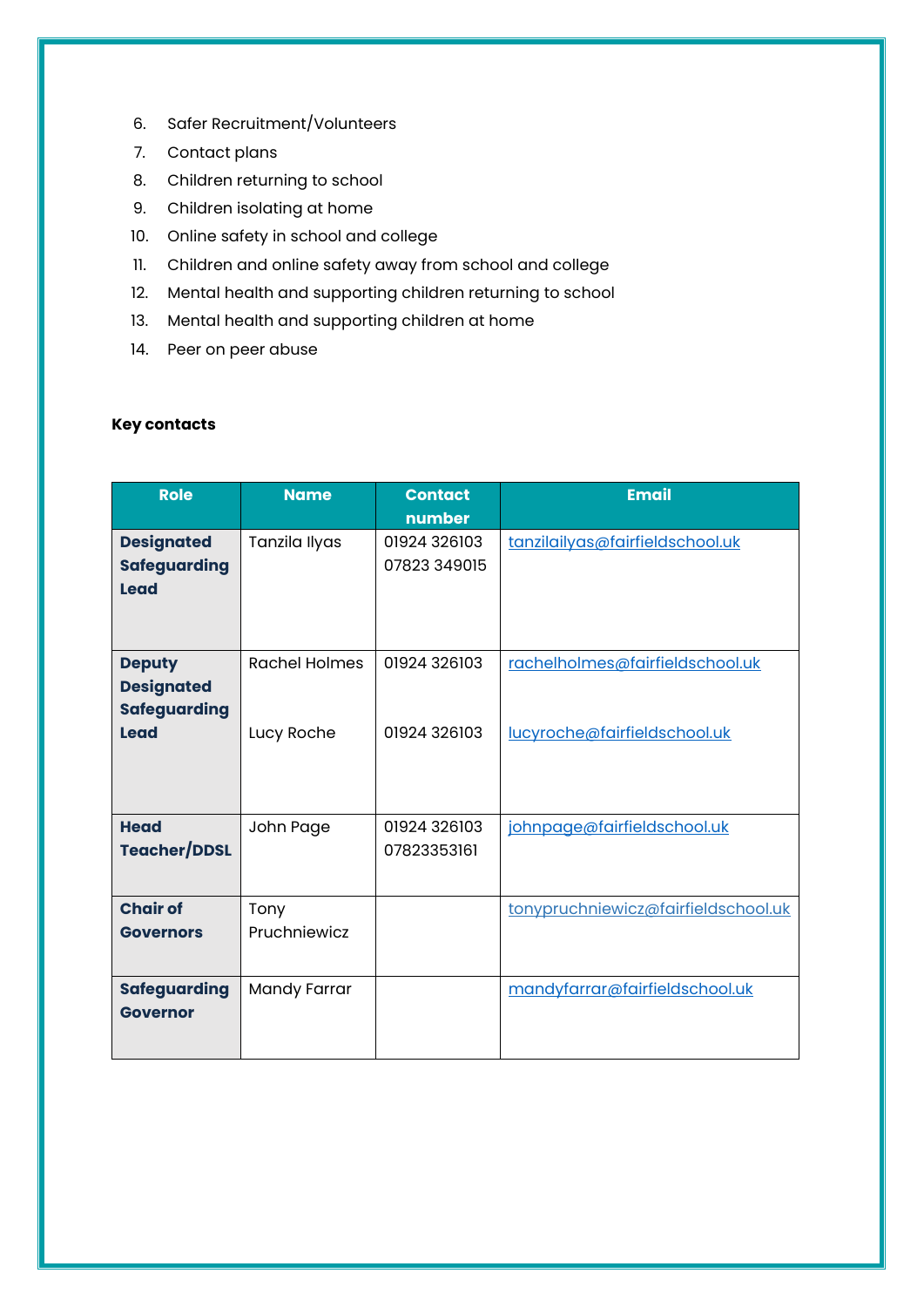6. Safer Recruitment/Volunteers
7. Contact plans
8. Children returning to school
9. Children isolating at home
10. Online safety in school and college
11. Children and online safety away from school and college
12. Mental health and supporting children returning to school
13. Mental health and supporting children at home
14. Peer on peer abuse

**Key contacts**

| Role | Name | Contact number | Email |
|---|---|---|---|
| **Designated Safeguarding Lead** | Tanzila Ilyas | 01924 326103<br>07823 349015 | tanzilailyas@fairfieldschool.uk |
| **Deputy Designated Safeguarding Lead** | Rachel Holmes<br><br>Lucy Roche | 01924 326103<br><br>01924 326103 | rachelholmes@fairfieldschool.uk<br><br>lucyroche@fairfieldschool.uk |
| **Head Teacher/DDSL** | John Page | 01924 326103<br>07823353161 | johnpage@fairfieldschool.uk |
| **Chair of Governors** | Tony Pruchniewicz | | tonypruchniewicz@fairfieldschool.uk |
| **Safeguarding Governor** | Mandy Farrar | | mandyfarrar@fairfieldschool.uk |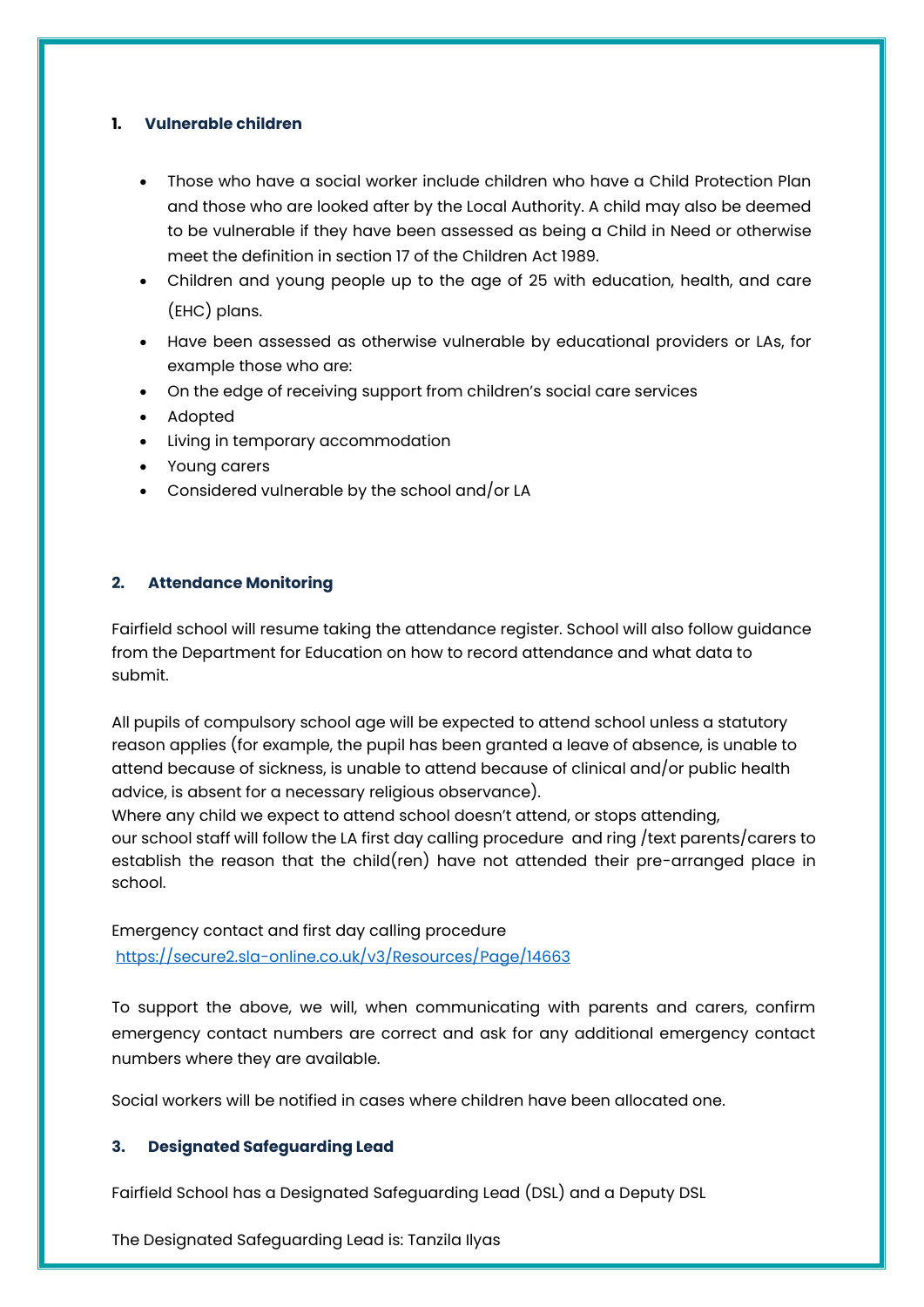## 1. Vulnerable children

- Those who have a social worker include children who have a Child Protection Plan and those who are looked after by the Local Authority. A child may also be deemed to be vulnerable if they have been assessed as being a Child in Need or otherwise meet the definition in section 17 of the Children Act 1989.
- Children and young people up to the age of 25 with education, health, and care (EHC) plans.
- Have been assessed as otherwise vulnerable by educational providers or LAs, for example those who are:
- On the edge of receiving support from children's social care services
- Adopted
- Living in temporary accommodation
- Young carers
- Considered vulnerable by the school and/or LA

## 2. Attendance Monitoring

Fairfield school will resume taking the attendance register. School will also follow guidance from the Department for Education on how to record attendance and what data to submit.

All pupils of compulsory school age will be expected to attend school unless a statutory reason applies (for example, the pupil has been granted a leave of absence, is unable to attend because of sickness, is unable to attend because of clinical and/or public health advice, is absent for a necessary religious observance).
Where any child we expect to attend school doesn't attend, or stops attending, our school staff will follow the LA first day calling procedure and ring /text parents/carers to establish the reason that the child(ren) have not attended their pre-arranged place in school.

Emergency contact and first day calling procedure
https://secure2.sla-online.co.uk/v3/Resources/Page/14663

To support the above, we will, when communicating with parents and carers, confirm emergency contact numbers are correct and ask for any additional emergency contact numbers where they are available.

Social workers will be notified in cases where children have been allocated one.

## 3. Designated Safeguarding Lead

Fairfield School has a Designated Safeguarding Lead (DSL) and a Deputy DSL

The Designated Safeguarding Lead is: Tanzila Ilyas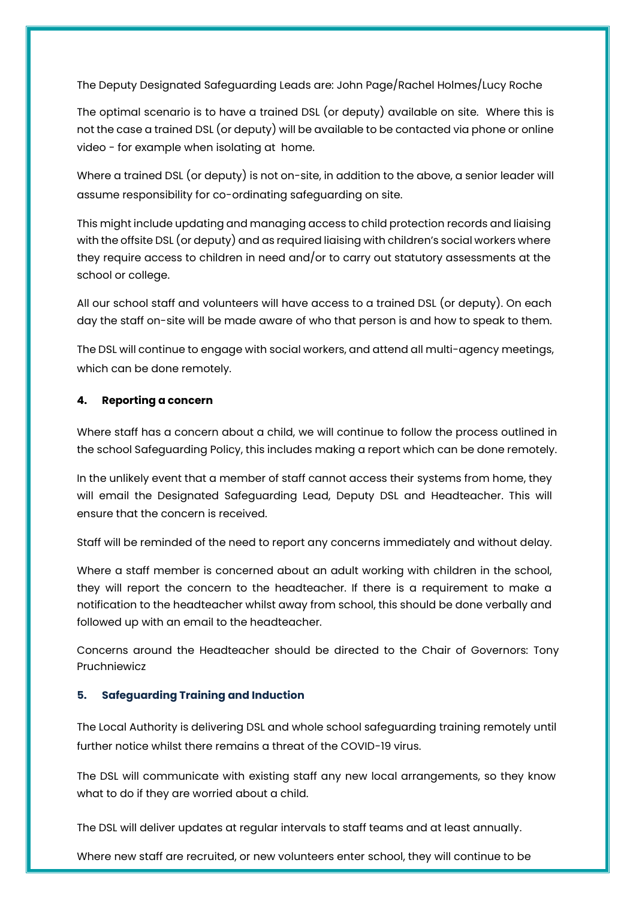The Deputy Designated Safeguarding Leads are: John Page/Rachel Holmes/Lucy Roche

The optimal scenario is to have a trained DSL (or deputy) available on site. Where this is not the case a trained DSL (or deputy) will be available to be contacted via phone or online video - for example when isolating at home.

Where a trained DSL (or deputy) is not on-site, in addition to the above, a senior leader will assume responsibility for co-ordinating safeguarding on site.

This might include updating and managing access to child protection records and liaising with the offsite DSL (or deputy) and as required liaising with children's social workers where they require access to children in need and/or to carry out statutory assessments at the school or college.

All our school staff and volunteers will have access to a trained DSL (or deputy). On each day the staff on-site will be made aware of who that person is and how to speak to them.

The DSL will continue to engage with social workers, and attend all multi-agency meetings, which can be done remotely.

## 4. Reporting a concern

Where staff has a concern about a child, we will continue to follow the process outlined in the school Safeguarding Policy, this includes making a report which can be done remotely.

In the unlikely event that a member of staff cannot access their systems from home, they will email the Designated Safeguarding Lead, Deputy DSL and Headteacher. This will ensure that the concern is received.

Staff will be reminded of the need to report any concerns immediately and without delay.

Where a staff member is concerned about an adult working with children in the school, they will report the concern to the headteacher. If there is a requirement to make a notification to the headteacher whilst away from school, this should be done verbally and followed up with an email to the headteacher.

Concerns around the Headteacher should be directed to the Chair of Governors: Tony Pruchniewicz

## 5. Safeguarding Training and Induction

The Local Authority is delivering DSL and whole school safeguarding training remotely until further notice whilst there remains a threat of the COVID-19 virus.

The DSL will communicate with existing staff any new local arrangements, so they know what to do if they are worried about a child.

The DSL will deliver updates at regular intervals to staff teams and at least annually.

Where new staff are recruited, or new volunteers enter school, they will continue to be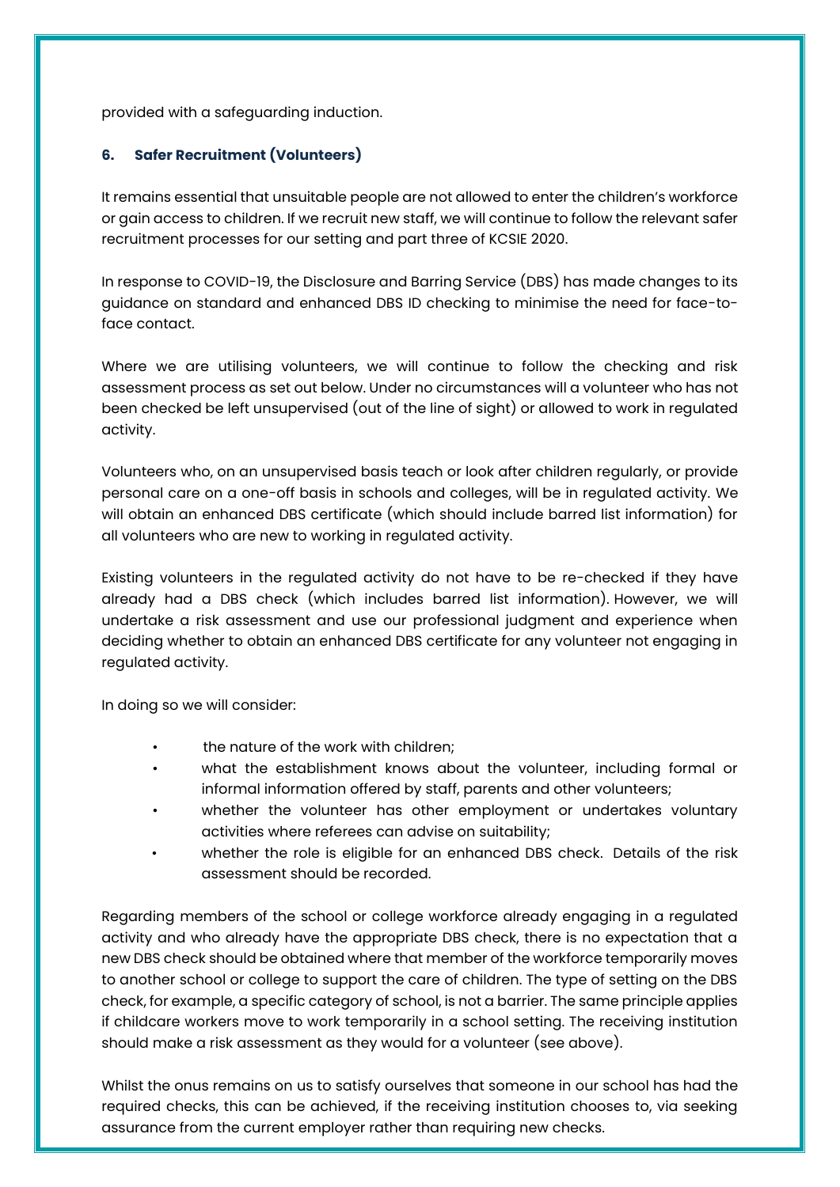provided with a safeguarding induction.

## 6. Safer Recruitment (Volunteers)

It remains essential that unsuitable people are not allowed to enter the children's workforce or gain access to children. If we recruit new staff, we will continue to follow the relevant safer recruitment processes for our setting and part three of KCSIE 2020.

In response to COVID-19, the Disclosure and Barring Service (DBS) has made changes to its guidance on standard and enhanced DBS ID checking to minimise the need for face-to-face contact.

Where we are utilising volunteers, we will continue to follow the checking and risk assessment process as set out below. Under no circumstances will a volunteer who has not been checked be left unsupervised (out of the line of sight) or allowed to work in regulated activity.

Volunteers who, on an unsupervised basis teach or look after children regularly, or provide personal care on a one-off basis in schools and colleges, will be in regulated activity. We will obtain an enhanced DBS certificate (which should include barred list information) for all volunteers who are new to working in regulated activity.

Existing volunteers in the regulated activity do not have to be re-checked if they have already had a DBS check (which includes barred list information). However, we will undertake a risk assessment and use our professional judgment and experience when deciding whether to obtain an enhanced DBS certificate for any volunteer not engaging in regulated activity.

In doing so we will consider:

- the nature of the work with children;
- what the establishment knows about the volunteer, including formal or informal information offered by staff, parents and other volunteers;
- whether the volunteer has other employment or undertakes voluntary activities where referees can advise on suitability;
- whether the role is eligible for an enhanced DBS check. Details of the risk assessment should be recorded.

Regarding members of the school or college workforce already engaging in a regulated activity and who already have the appropriate DBS check, there is no expectation that a new DBS check should be obtained where that member of the workforce temporarily moves to another school or college to support the care of children. The type of setting on the DBS check, for example, a specific category of school, is not a barrier. The same principle applies if childcare workers move to work temporarily in a school setting. The receiving institution should make a risk assessment as they would for a volunteer (see above).

Whilst the onus remains on us to satisfy ourselves that someone in our school has had the required checks, this can be achieved, if the receiving institution chooses to, via seeking assurance from the current employer rather than requiring new checks.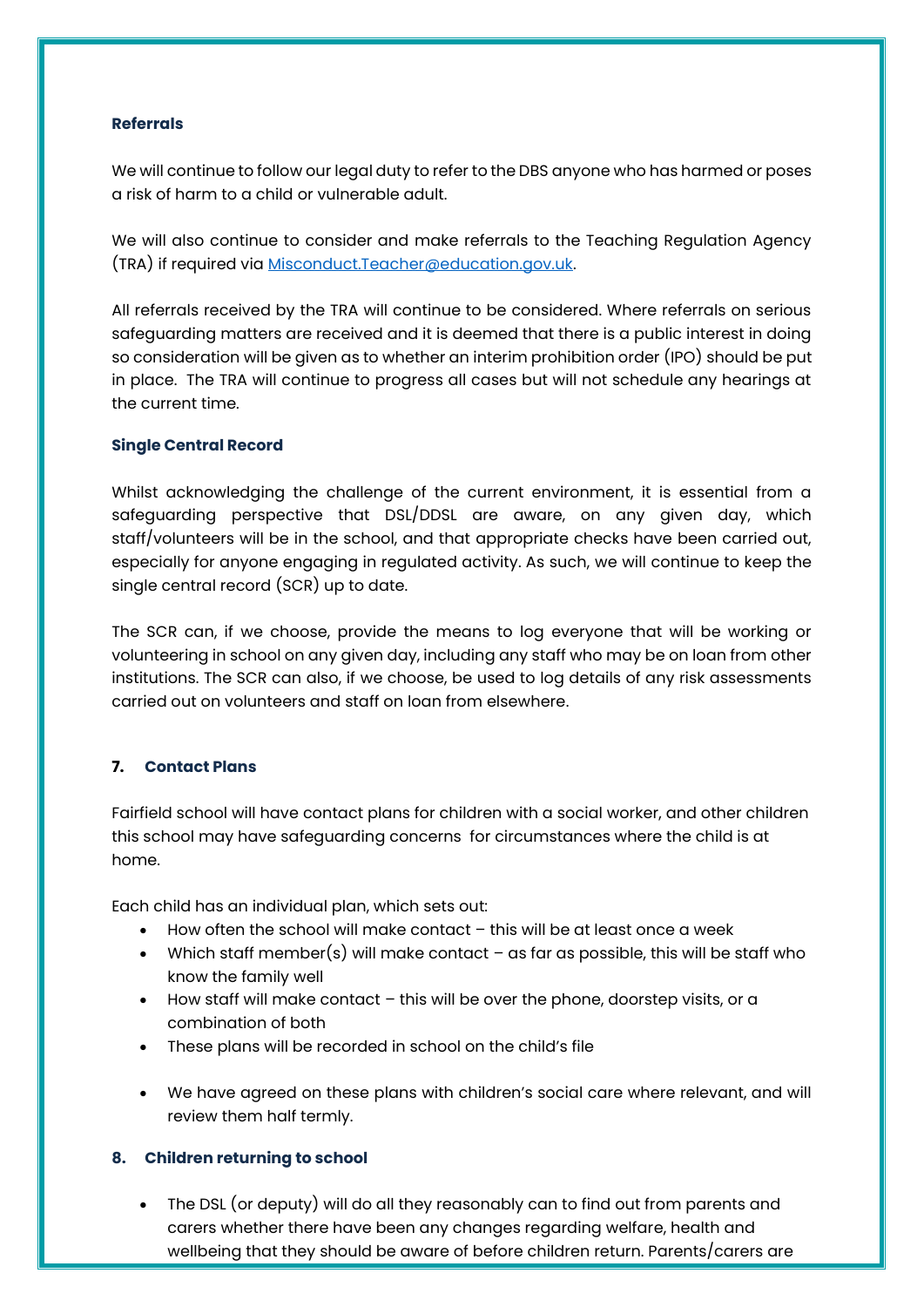**Referrals**

We will continue to follow our legal duty to refer to the DBS anyone who has harmed or poses a risk of harm to a child or vulnerable adult.

We will also continue to consider and make referrals to the Teaching Regulation Agency (TRA) if required via Misconduct.Teacher@education.gov.uk.

All referrals received by the TRA will continue to be considered. Where referrals on serious safeguarding matters are received and it is deemed that there is a public interest in doing so consideration will be given as to whether an interim prohibition order (IPO) should be put in place. The TRA will continue to progress all cases but will not schedule any hearings at the current time.

**Single Central Record**

Whilst acknowledging the challenge of the current environment, it is essential from a safeguarding perspective that DSL/DDSL are aware, on any given day, which staff/volunteers will be in the school, and that appropriate checks have been carried out, especially for anyone engaging in regulated activity. As such, we will continue to keep the single central record (SCR) up to date.

The SCR can, if we choose, provide the means to log everyone that will be working or volunteering in school on any given day, including any staff who may be on loan from other institutions. The SCR can also, if we choose, be used to log details of any risk assessments carried out on volunteers and staff on loan from elsewhere.

## 7. Contact Plans

Fairfield school will have contact plans for children with a social worker, and other children this school may have safeguarding concerns for circumstances where the child is at home.

Each child has an individual plan, which sets out:

- How often the school will make contact – this will be at least once a week
- Which staff member(s) will make contact – as far as possible, this will be staff who know the family well
- How staff will make contact – this will be over the phone, doorstep visits, or a combination of both
- These plans will be recorded in school on the child's file
- We have agreed on these plans with children's social care where relevant, and will review them half termly.

## 8. Children returning to school

- The DSL (or deputy) will do all they reasonably can to find out from parents and carers whether there have been any changes regarding welfare, health and wellbeing that they should be aware of before children return. Parents/carers are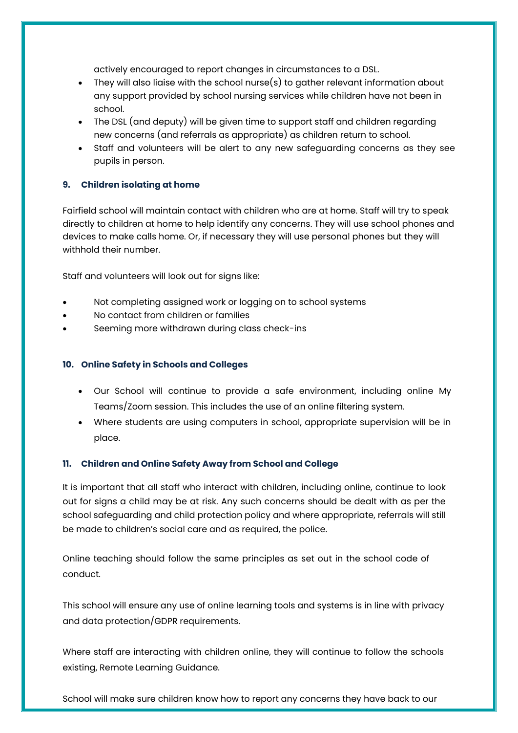actively encouraged to report changes in circumstances to a DSL.

- They will also liaise with the school nurse(s) to gather relevant information about any support provided by school nursing services while children have not been in school.
- The DSL (and deputy) will be given time to support staff and children regarding new concerns (and referrals as appropriate) as children return to school.
- Staff and volunteers will be alert to any new safeguarding concerns as they see pupils in person.

### 9. Children isolating at home

Fairfield school will maintain contact with children who are at home. Staff will try to speak directly to children at home to help identify any concerns. They will use school phones and devices to make calls home. Or, if necessary they will use personal phones but they will withhold their number.

Staff and volunteers will look out for signs like:

- Not completing assigned work or logging on to school systems
- No contact from children or families
- Seeming more withdrawn during class check-ins

### 10. Online Safety in Schools and Colleges

- Our School will continue to provide a safe environment, including online My Teams/Zoom session. This includes the use of an online filtering system.
- Where students are using computers in school, appropriate supervision will be in place.

### 11. Children and Online Safety Away from School and College

It is important that all staff who interact with children, including online, continue to look out for signs a child may be at risk. Any such concerns should be dealt with as per the school safeguarding and child protection policy and where appropriate, referrals will still be made to children's social care and as required, the police.

Online teaching should follow the same principles as set out in the school code of conduct.

This school will ensure any use of online learning tools and systems is in line with privacy and data protection/GDPR requirements.

Where staff are interacting with children online, they will continue to follow the schools existing, Remote Learning Guidance.

School will make sure children know how to report any concerns they have back to our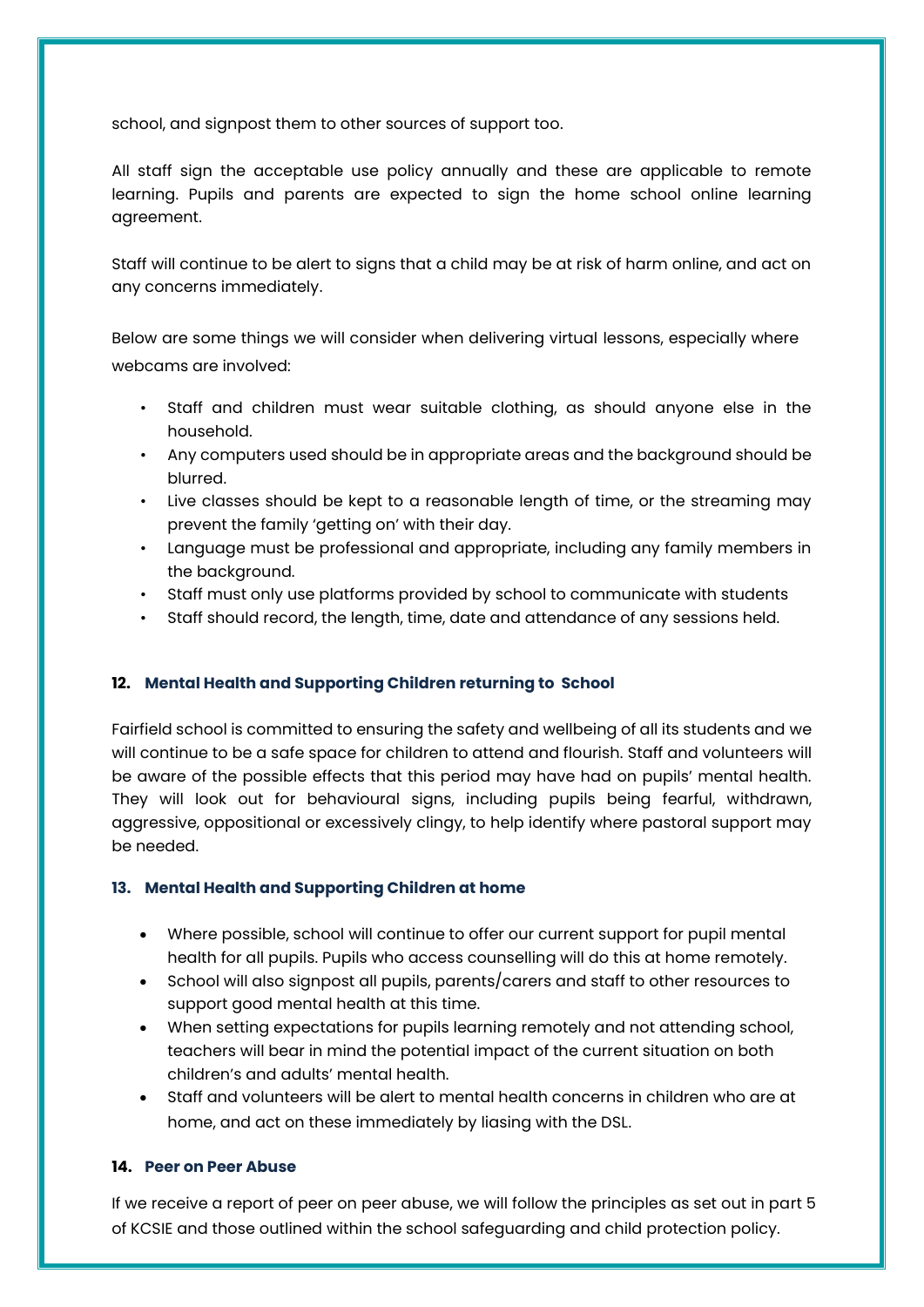school, and signpost them to other sources of support too.

All staff sign the acceptable use policy annually and these are applicable to remote learning. Pupils and parents are expected to sign the home school online learning agreement.

Staff will continue to be alert to signs that a child may be at risk of harm online, and act on any concerns immediately.

Below are some things we will consider when delivering virtual lessons, especially where webcams are involved:

- Staff and children must wear suitable clothing, as should anyone else in the household.
- Any computers used should be in appropriate areas and the background should be blurred.
- Live classes should be kept to a reasonable length of time, or the streaming may prevent the family 'getting on' with their day.
- Language must be professional and appropriate, including any family members in the background.
- Staff must only use platforms provided by school to communicate with students
- Staff should record, the length, time, date and attendance of any sessions held.

## 12. Mental Health and Supporting Children returning to School

Fairfield school is committed to ensuring the safety and wellbeing of all its students and we will continue to be a safe space for children to attend and flourish. Staff and volunteers will be aware of the possible effects that this period may have had on pupils' mental health. They will look out for behavioural signs, including pupils being fearful, withdrawn, aggressive, oppositional or excessively clingy, to help identify where pastoral support may be needed.

## 13. Mental Health and Supporting Children at home

- Where possible, school will continue to offer our current support for pupil mental health for all pupils. Pupils who access counselling will do this at home remotely.
- School will also signpost all pupils, parents/carers and staff to other resources to support good mental health at this time.
- When setting expectations for pupils learning remotely and not attending school, teachers will bear in mind the potential impact of the current situation on both children's and adults' mental health.
- Staff and volunteers will be alert to mental health concerns in children who are at home, and act on these immediately by liasing with the DSL.

## 14. Peer on Peer Abuse

If we receive a report of peer on peer abuse, we will follow the principles as set out in part 5 of KCSIE and those outlined within the school safeguarding and child protection policy.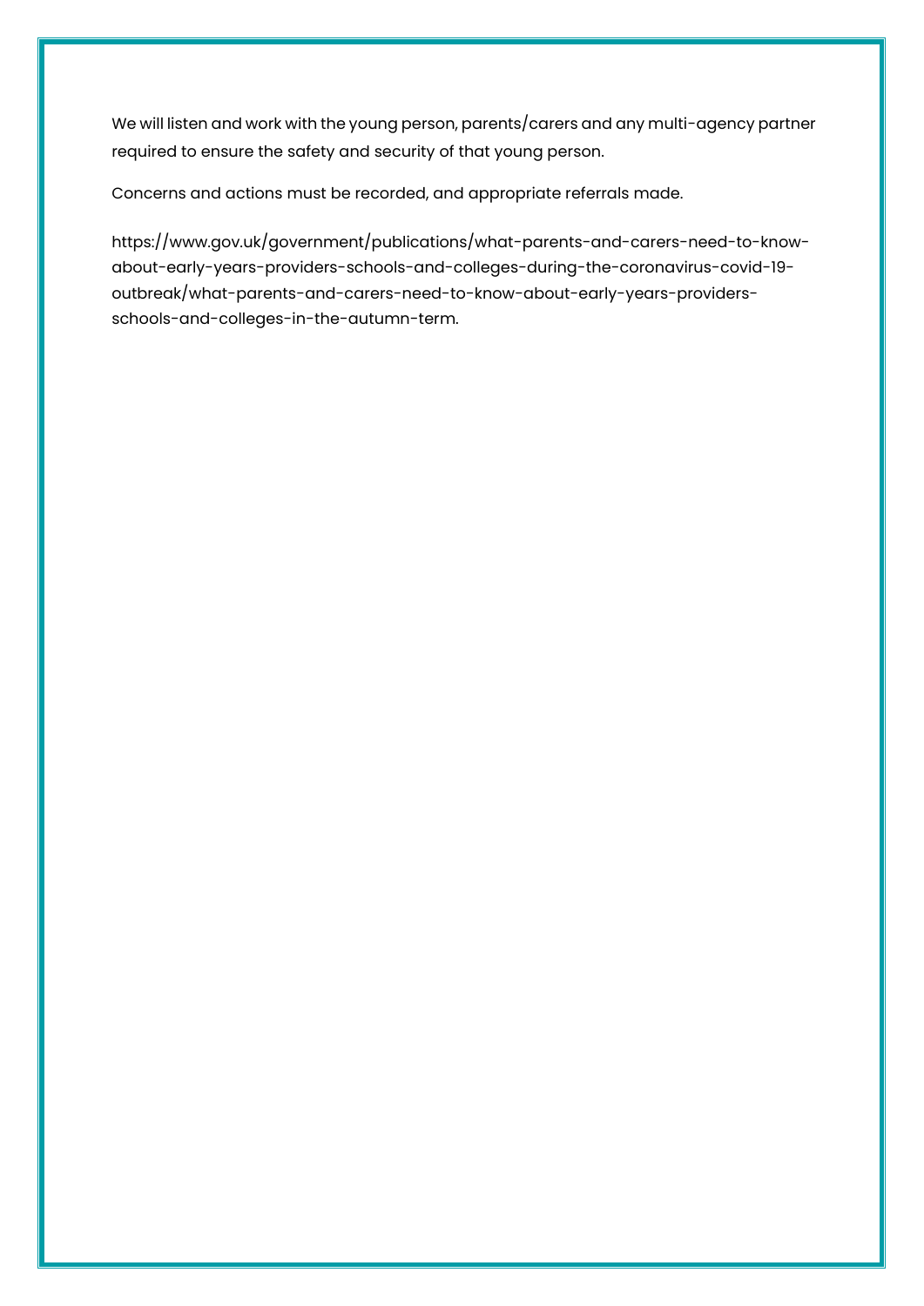We will listen and work with the young person, parents/carers and any multi-agency partner required to ensure the safety and security of that young person.

Concerns and actions must be recorded, and appropriate referrals made.

https://www.gov.uk/government/publications/what-parents-and-carers-need-to-know-about-early-years-providers-schools-and-colleges-during-the-coronavirus-covid-19-outbreak/what-parents-and-carers-need-to-know-about-early-years-providers-schools-and-colleges-in-the-autumn-term.